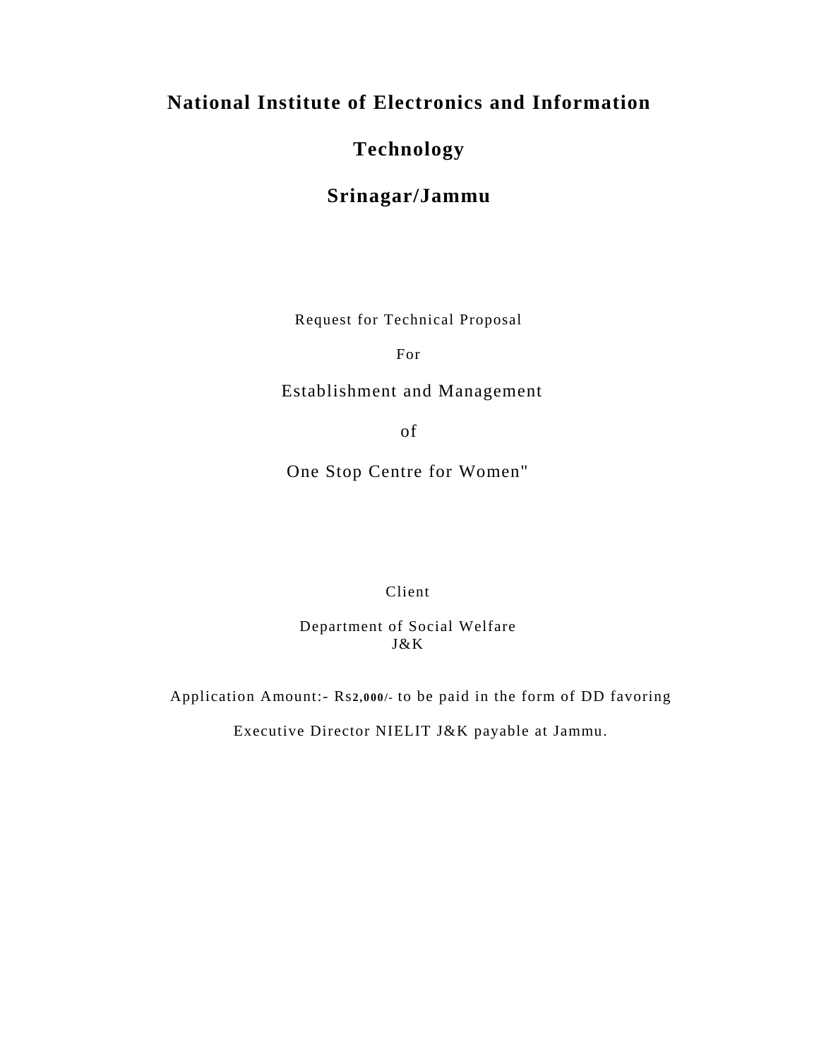# National Institute of Electronics and Information Technology

# Srinagar/Jammu

Request for Technical Proposal

For

Establishment and Management

of

One Stop Centre for Women"

Client

Department of Social Welfare
J&K

Application Amount:- Rs**2,000/-** to be paid in the form of DD favoring

Executive Director NIELIT J&K payable at Jammu.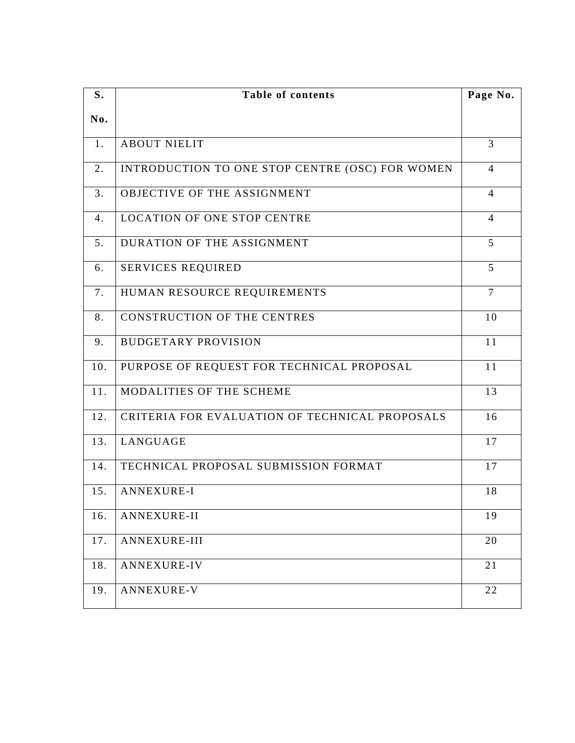| S. No. | Table of contents | Page No. |
|---|---|---|
| 1. | ABOUT NIELIT | 3 |
| 2. | INTRODUCTION TO ONE STOP CENTRE (OSC) FOR WOMEN | 4 |
| 3. | OBJECTIVE OF THE ASSIGNMENT | 4 |
| 4. | LOCATION OF ONE STOP CENTRE | 4 |
| 5. | DURATION OF THE ASSIGNMENT | 5 |
| 6. | SERVICES REQUIRED | 5 |
| 7. | HUMAN RESOURCE REQUIREMENTS | 7 |
| 8. | CONSTRUCTION OF THE CENTRES | 10 |
| 9. | BUDGETARY PROVISION | 11 |
| 10. | PURPOSE OF REQUEST FOR TECHNICAL PROPOSAL | 11 |
| 11. | MODALITIES OF THE SCHEME | 13 |
| 12. | CRITERIA FOR EVALUATION OF TECHNICAL PROPOSALS | 16 |
| 13. | LANGUAGE | 17 |
| 14. | TECHNICAL PROPOSAL SUBMISSION FORMAT | 17 |
| 15. | ANNEXURE-I | 18 |
| 16. | ANNEXURE-II | 19 |
| 17. | ANNEXURE-III | 20 |
| 18. | ANNEXURE-IV | 21 |
| 19. | ANNEXURE-V | 22 |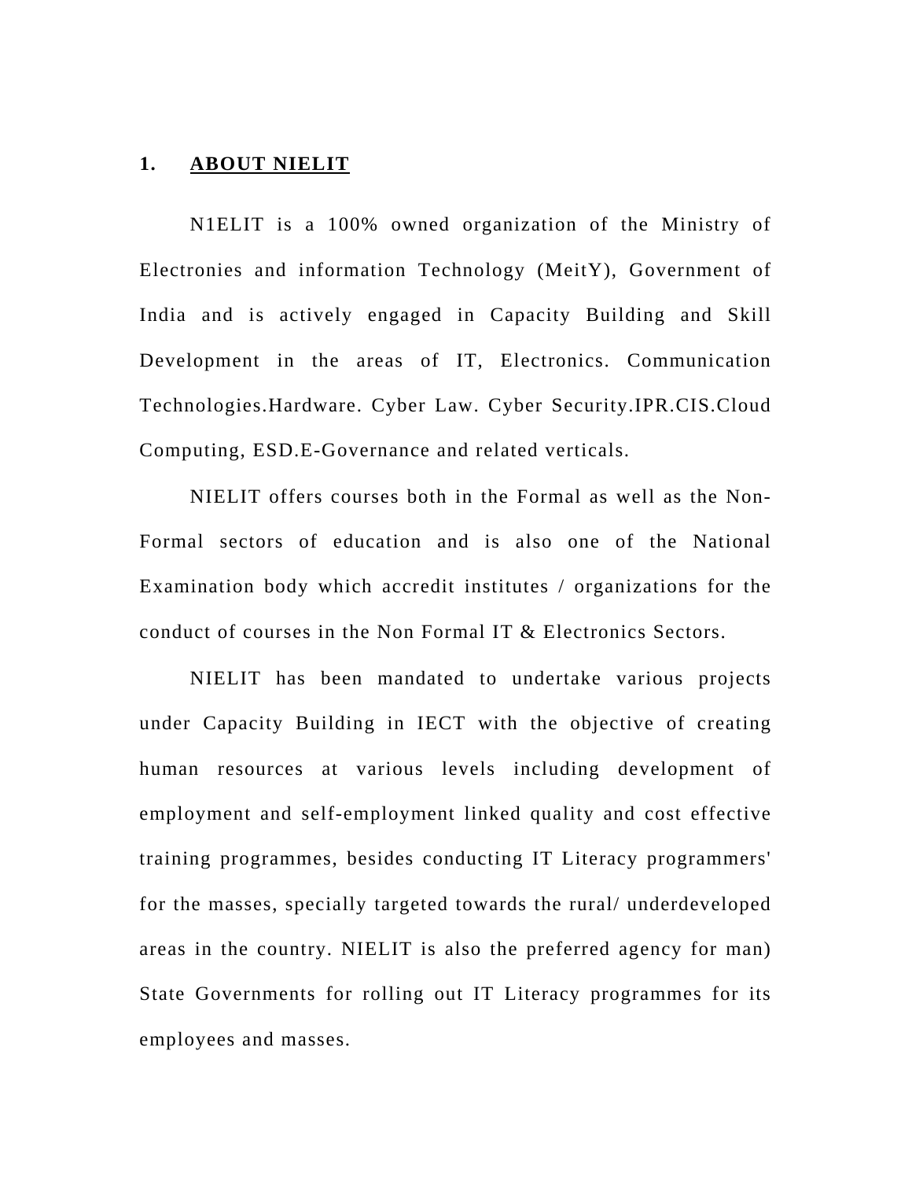## 1. ABOUT NIELIT

N1ELIT is a 100% owned organization of the Ministry of Electronies and information Technology (MeitY), Government of India and is actively engaged in Capacity Building and Skill Development in the areas of IT, Electronics. Communication Technologies.Hardware. Cyber Law. Cyber Security.IPR.CIS.Cloud Computing, ESD.E-Governance and related verticals.

NIELIT offers courses both in the Formal as well as the Non-Formal sectors of education and is also one of the National Examination body which accredit institutes / organizations for the conduct of courses in the Non Formal IT & Electronics Sectors.

NIELIT has been mandated to undertake various projects under Capacity Building in IECT with the objective of creating human resources at various levels including development of employment and self-employment linked quality and cost effective training programmes, besides conducting IT Literacy programmers' for the masses, specially targeted towards the rural/ underdeveloped areas in the country. NIELIT is also the preferred agency for man) State Governments for rolling out IT Literacy programmes for its employees and masses.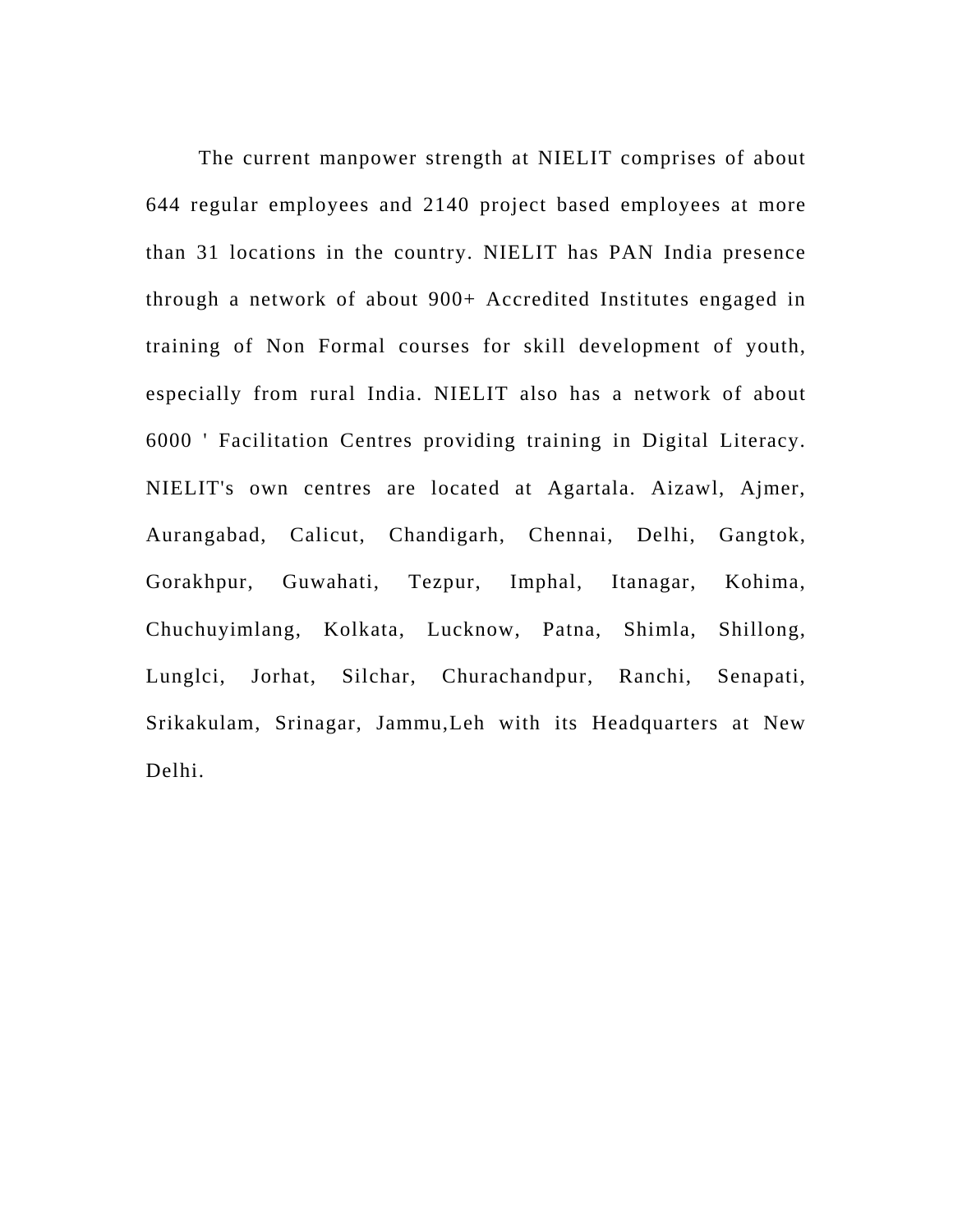The current manpower strength at NIELIT comprises of about 644 regular employees and 2140 project based employees at more than 31 locations in the country. NIELIT has PAN India presence through a network of about 900+ Accredited Institutes engaged in training of Non Formal courses for skill development of youth, especially from rural India. NIELIT also has a network of about 6000 ' Facilitation Centres providing training in Digital Literacy. NIELIT's own centres are located at Agartala. Aizawl, Ajmer, Aurangabad, Calicut, Chandigarh, Chennai, Delhi, Gangtok, Gorakhpur, Guwahati, Tezpur, Imphal, Itanagar, Kohima, Chuchuyimlang, Kolkata, Lucknow, Patna, Shimla, Shillong, Lunglci, Jorhat, Silchar, Churachandpur, Ranchi, Senapati, Srikakulam, Srinagar, Jammu,Leh with its Headquarters at New Delhi.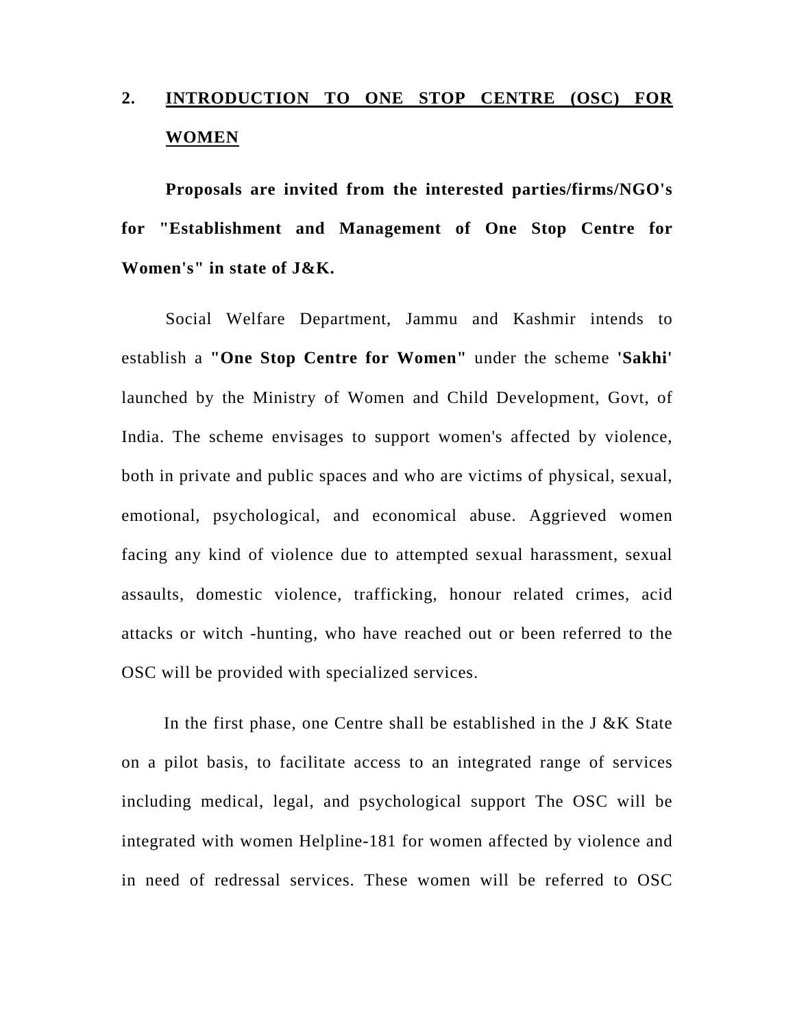## 2. INTRODUCTION TO ONE STOP CENTRE (OSC) FOR WOMEN

**Proposals are invited from the interested parties/firms/NGO's for "Establishment and Management of One Stop Centre for Women's" in state of J&K.**

Social Welfare Department, Jammu and Kashmir intends to establish a **"One Stop Centre for Women"** under the scheme **'Sakhi'** launched by the Ministry of Women and Child Development, Govt, of India. The scheme envisages to support women's affected by violence, both in private and public spaces and who are victims of physical, sexual, emotional, psychological, and economical abuse. Aggrieved women facing any kind of violence due to attempted sexual harassment, sexual assaults, domestic violence, trafficking, honour related crimes, acid attacks or witch -hunting, who have reached out or been referred to the OSC will be provided with specialized services.

In the first phase, one Centre shall be established in the J &K State on a pilot basis, to facilitate access to an integrated range of services including medical, legal, and psychological support The OSC will be integrated with women Helpline-181 for women affected by violence and in need of redressal services. These women will be referred to OSC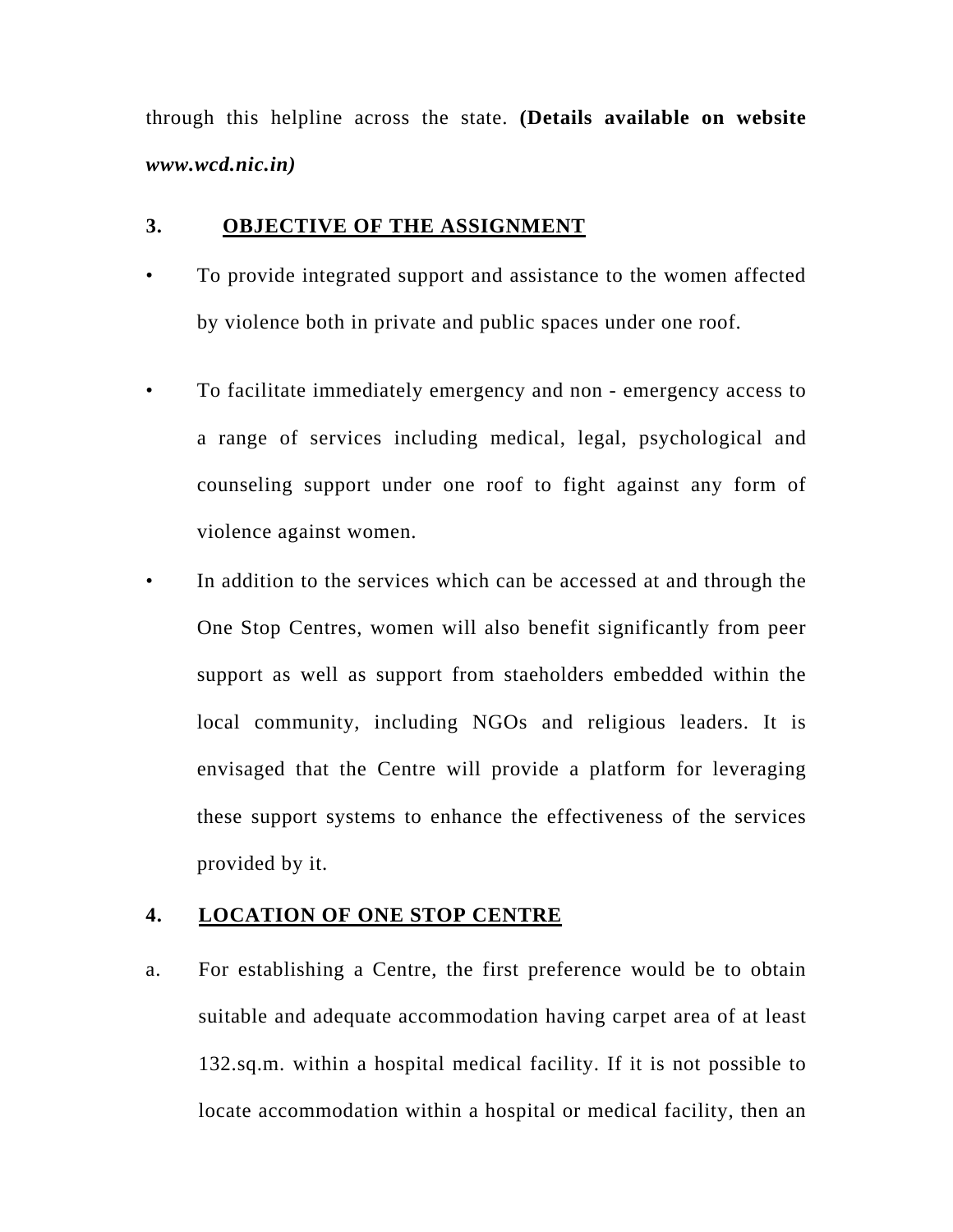through this helpline across the state. **(Details available on website *www.wcd.nic.in)***

## 3. OBJECTIVE OF THE ASSIGNMENT

- To provide integrated support and assistance to the women affected by violence both in private and public spaces under one roof.
- To facilitate immediately emergency and non - emergency access to a range of services including medical, legal, psychological and counseling support under one roof to fight against any form of violence against women.
- In addition to the services which can be accessed at and through the One Stop Centres, women will also benefit significantly from peer support as well as support from staeholders embedded within the local community, including NGOs and religious leaders. It is envisaged that the Centre will provide a platform for leveraging these support systems to enhance the effectiveness of the services provided by it.

## 4. LOCATION OF ONE STOP CENTRE

a. For establishing a Centre, the first preference would be to obtain suitable and adequate accommodation having carpet area of at least 132.sq.m. within a hospital medical facility. If it is not possible to locate accommodation within a hospital or medical facility, then an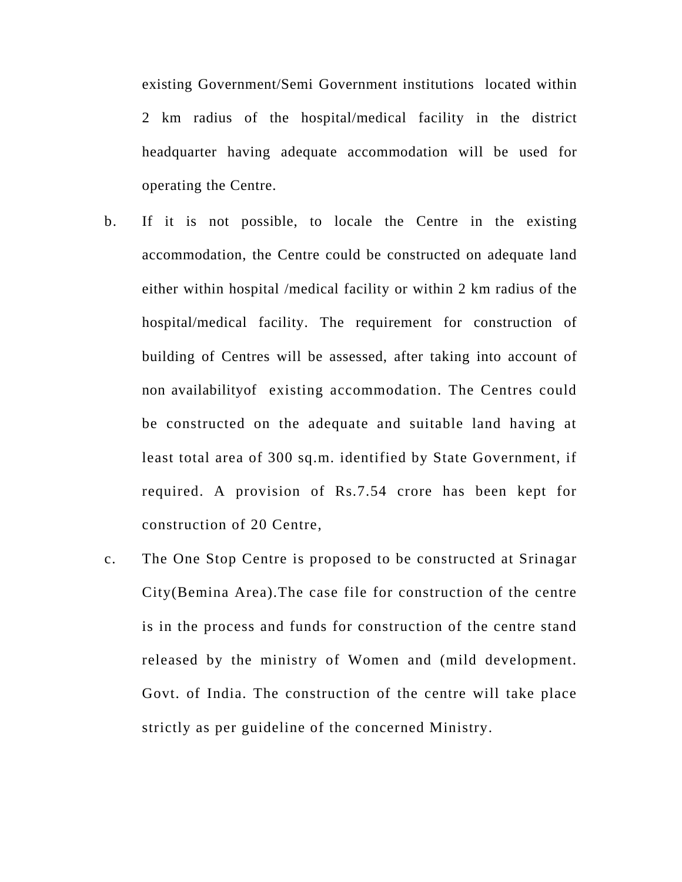existing Government/Semi Government institutions located within 2 km radius of the hospital/medical facility in the district headquarter having adequate accommodation will be used for operating the Centre.

b. If it is not possible, to locale the Centre in the existing accommodation, the Centre could be constructed on adequate land either within hospital /medical facility or within 2 km radius of the hospital/medical facility. The requirement for construction of building of Centres will be assessed, after taking into account of non availabilityof existing accommodation. The Centres could be constructed on the adequate and suitable land having at least total area of 300 sq.m. identified by State Government, if required. A provision of Rs.7.54 crore has been kept for construction of 20 Centre,

c. The One Stop Centre is proposed to be constructed at Srinagar City(Bemina Area).The case file for construction of the centre is in the process and funds for construction of the centre stand released by the ministry of Women and (mild development. Govt. of India. The construction of the centre will take place strictly as per guideline of the concerned Ministry.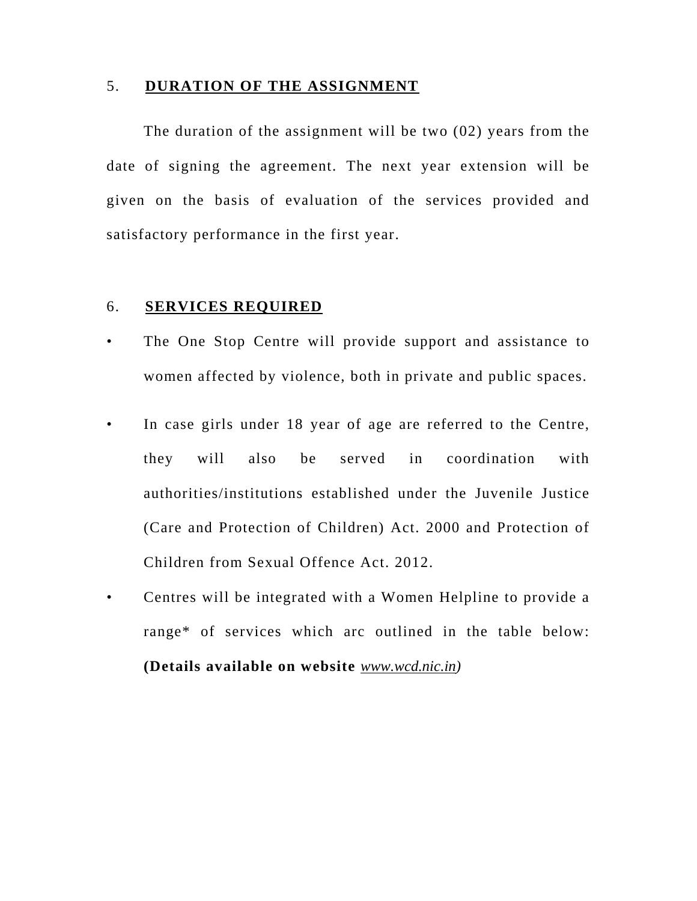## 5. DURATION OF THE ASSIGNMENT

The duration of the assignment will be two (02) years from the date of signing the agreement. The next year extension will be given on the basis of evaluation of the services provided and satisfactory performance in the first year.

## 6. SERVICES REQUIRED

- The One Stop Centre will provide support and assistance to women affected by violence, both in private and public spaces.
- In case girls under 18 year of age are referred to the Centre, they will also be served in coordination with authorities/institutions established under the Juvenile Justice (Care and Protection of Children) Act. 2000 and Protection of Children from Sexual Offence Act. 2012.
- Centres will be integrated with a Women Helpline to provide a range* of services which arc outlined in the table below: **(Details available on website** *www.wcd.nic.in)*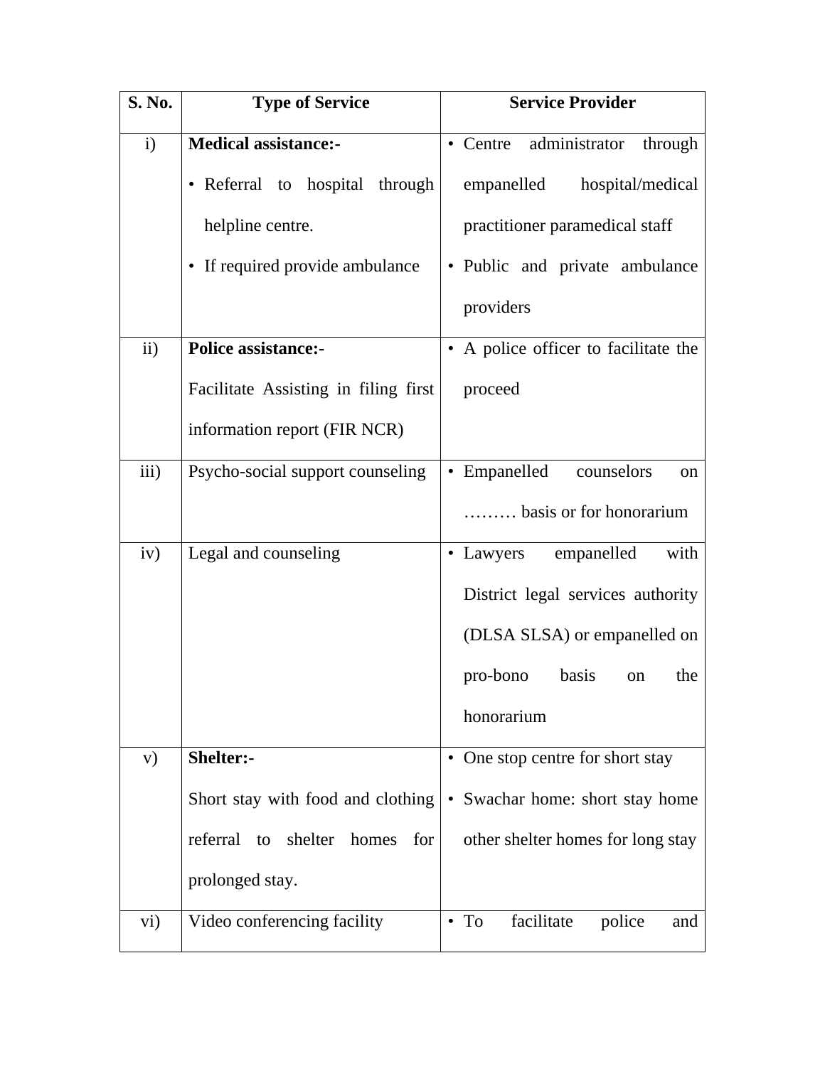| S. No. | Type of Service | Service Provider |
|---|---|---|
| i) | **Medical assistance:-**<br>• Referral to hospital through helpline centre.<br>• If required provide ambulance | • Centre administrator through empanelled hospital/medical practitioner paramedical staff<br>• Public and private ambulance providers |
| ii) | **Police assistance:-**<br>Facilitate Assisting in filing first information report (FIR NCR) | • A police officer to facilitate the proceed |
| iii) | Psycho-social support counseling | • Empanelled counselors on ……… basis or for honorarium |
| iv) | Legal and counseling | • Lawyers empanelled with District legal services authority (DLSA SLSA) or empanelled on pro-bono basis on the honorarium |
| v) | **Shelter:-**<br>Short stay with food and clothing referral to shelter homes for prolonged stay. | • One stop centre for short stay<br>• Swachar home: short stay home other shelter homes for long stay |
| vi) | Video conferencing facility | • To facilitate police and |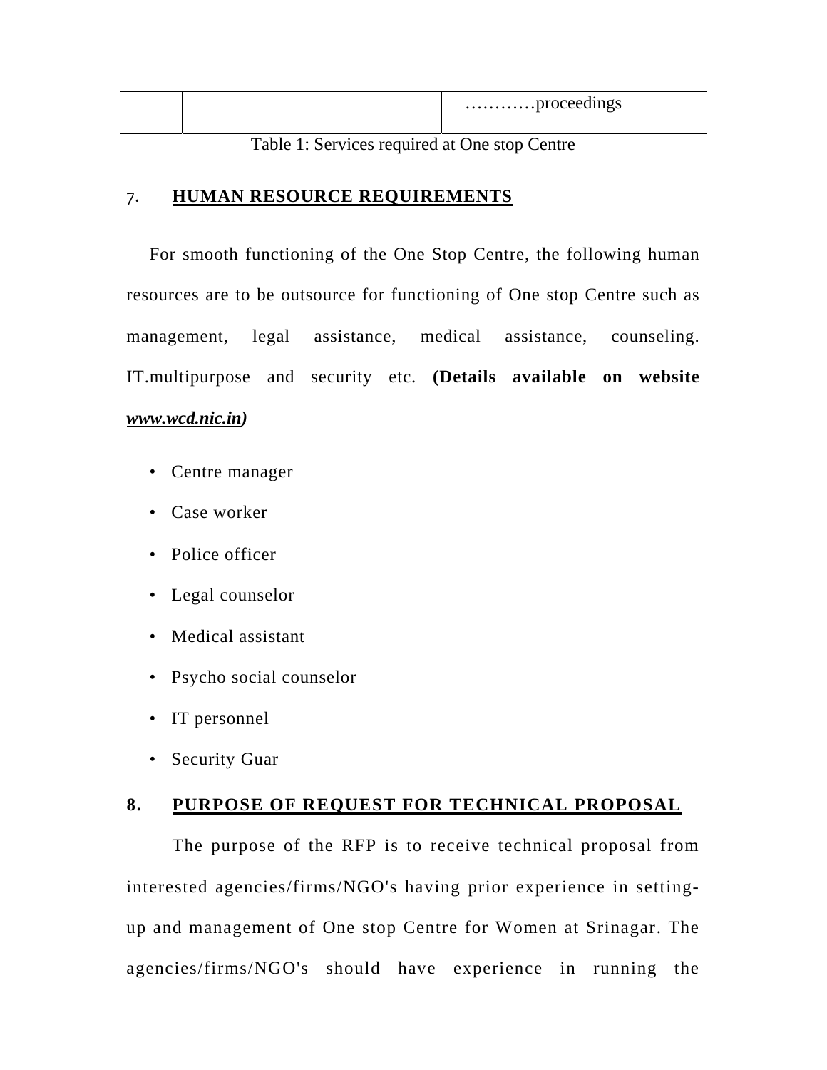| | | …………proceedings |
|---|---|---|

Table 1: Services required at One stop Centre

## 7. HUMAN RESOURCE REQUIREMENTS

For smooth functioning of the One Stop Centre, the following human resources are to be outsource for functioning of One stop Centre such as management, legal assistance, medical assistance, counseling. IT.multipurpose and security etc. **(Details available on website *www.wcd.nic.in*)**

- Centre manager
- Case worker
- Police officer
- Legal counselor
- Medical assistant
- Psycho social counselor
- IT personnel
- Security Guar

## 8. PURPOSE OF REQUEST FOR TECHNICAL PROPOSAL

The purpose of the RFP is to receive technical proposal from interested agencies/firms/NGO's having prior experience in setting-up and management of One stop Centre for Women at Srinagar. The agencies/firms/NGO's should have experience in running the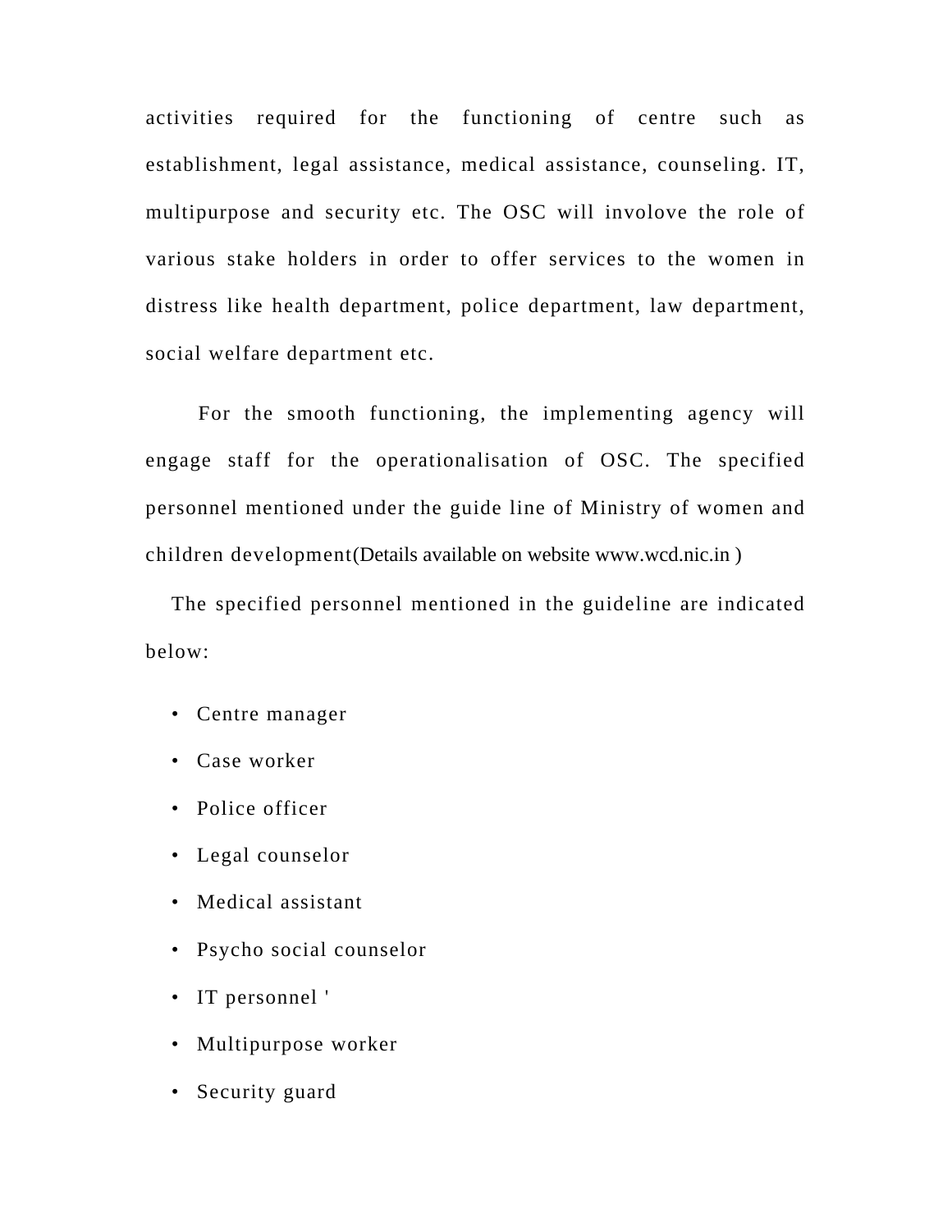activities required for the functioning of centre such as establishment, legal assistance, medical assistance, counseling. IT, multipurpose and security etc. The OSC will involove the role of various stake holders in order to offer services to the women in distress like health department, police department, law department, social welfare department etc.

For the smooth functioning, the implementing agency will engage staff for the operationalisation of OSC. The specified personnel mentioned under the guide line of Ministry of women and children development(Details available on website www.wcd.nic.in )

The specified personnel mentioned in the guideline are indicated below:

- Centre manager
- Case worker
- Police officer
- Legal counselor
- Medical assistant
- Psycho social counselor
- IT personnel '
- Multipurpose worker
- Security guard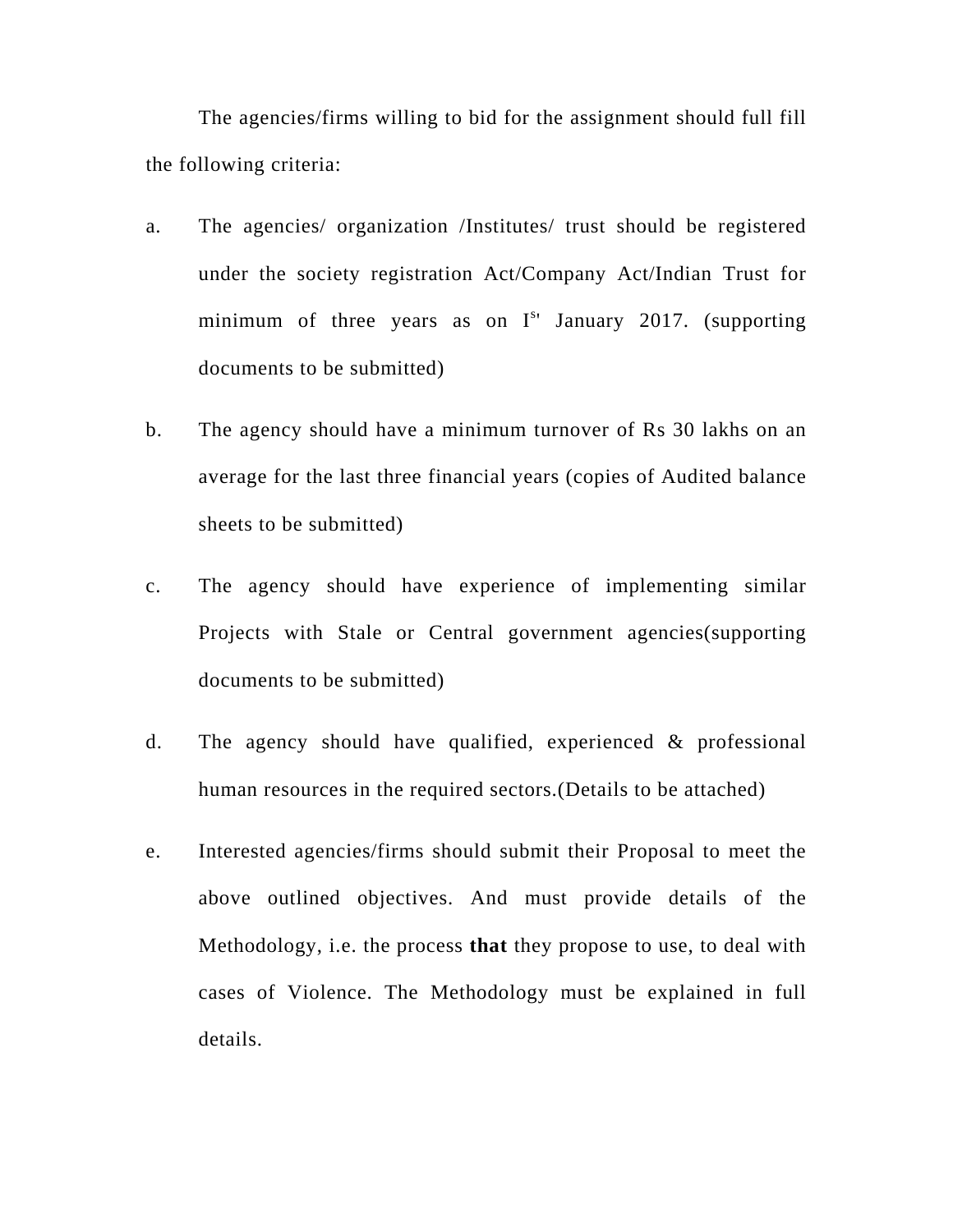The agencies/firms willing to bid for the assignment should full fill the following criteria:

a. The agencies/ organization /Institutes/ trust should be registered under the society registration Act/Company Act/Indian Trust for minimum of three years as on I[st] January 2017. (supporting documents to be submitted)

b. The agency should have a minimum turnover of Rs 30 lakhs on an average for the last three financial years (copies of Audited balance sheets to be submitted)

c. The agency should have experience of implementing similar Projects with Stale or Central government agencies(supporting documents to be submitted)

d. The agency should have qualified, experienced & professional human resources in the required sectors.(Details to be attached)

e. Interested agencies/firms should submit their Proposal to meet the above outlined objectives. And must provide details of the Methodology, i.e. the process **that** they propose to use, to deal with cases of Violence. The Methodology must be explained in full details.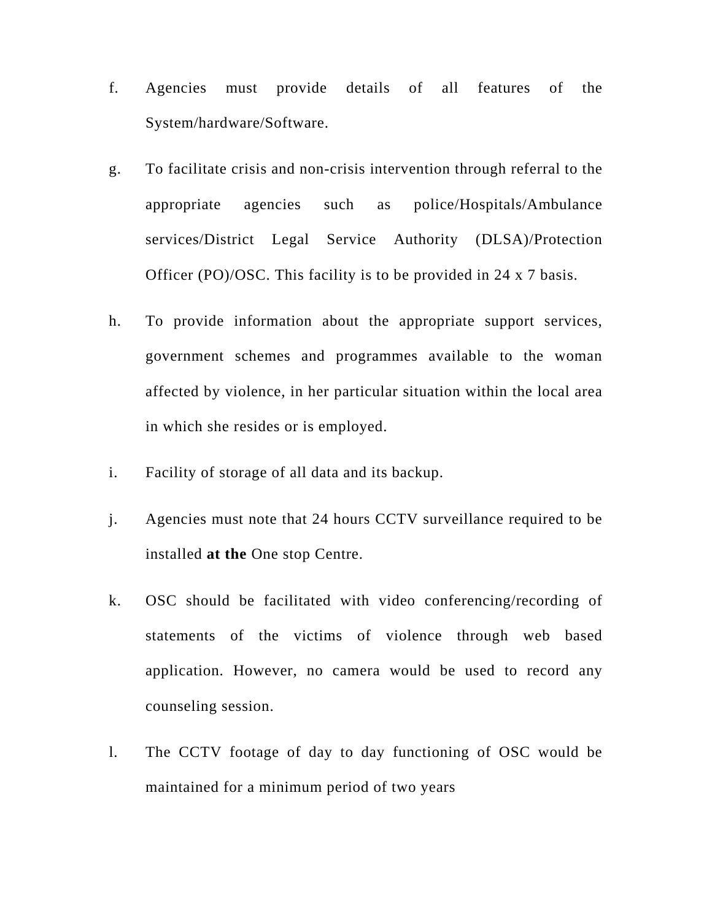f. Agencies must provide details of all features of the System/hardware/Software.

g. To facilitate crisis and non-crisis intervention through referral to the appropriate agencies such as police/Hospitals/Ambulance services/District Legal Service Authority (DLSA)/Protection Officer (PO)/OSC. This facility is to be provided in 24 x 7 basis.

h. To provide information about the appropriate support services, government schemes and programmes available to the woman affected by violence, in her particular situation within the local area in which she resides or is employed.

i. Facility of storage of all data and its backup.

j. Agencies must note that 24 hours CCTV surveillance required to be installed **at the** One stop Centre.

k. OSC should be facilitated with video conferencing/recording of statements of the victims of violence through web based application. However, no camera would be used to record any counseling session.

l. The CCTV footage of day to day functioning of OSC would be maintained for a minimum period of two years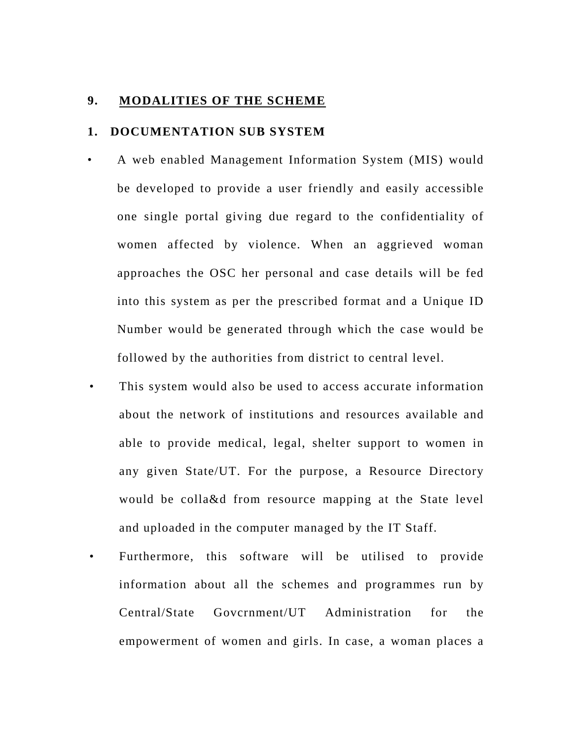## 9. MODALITIES OF THE SCHEME

### 1. DOCUMENTATION SUB SYSTEM

- A web enabled Management Information System (MIS) would be developed to provide a user friendly and easily accessible one single portal giving due regard to the confidentiality of women affected by violence. When an aggrieved woman approaches the OSC her personal and case details will be fed into this system as per the prescribed format and a Unique ID Number would be generated through which the case would be followed by the authorities from district to central level.
- This system would also be used to access accurate information about the network of institutions and resources available and able to provide medical, legal, shelter support to women in any given State/UT. For the purpose, a Resource Directory would be colla&d from resource mapping at the State level and uploaded in the computer managed by the IT Staff.
- Furthermore, this software will be utilised to provide information about all the schemes and programmes run by Central/State Govcrnment/UT Administration for the empowerment of women and girls. In case, a woman places a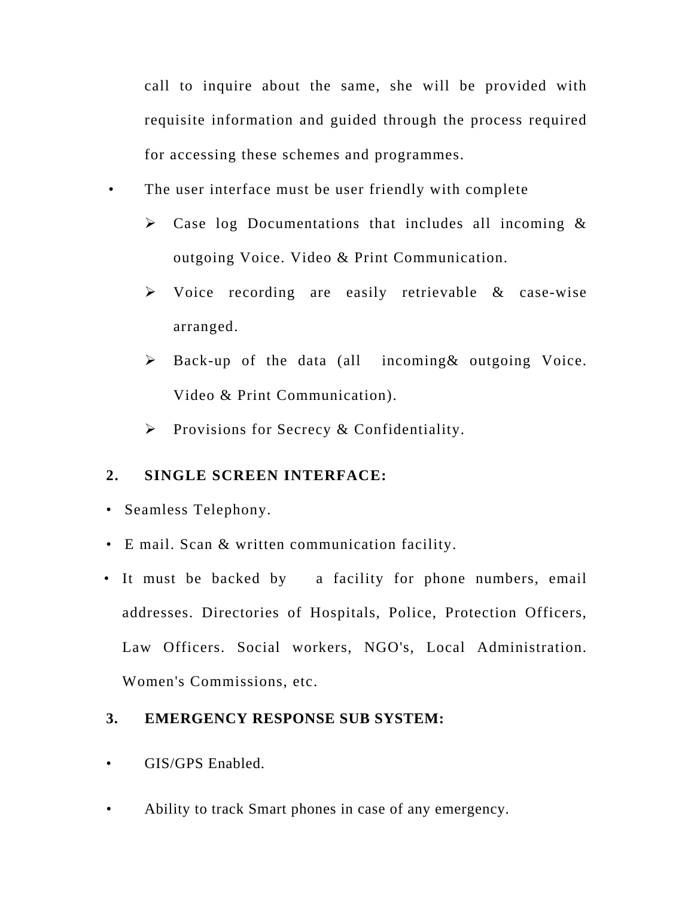call to inquire about the same, she will be provided with requisite information and guided through the process required for accessing these schemes and programmes.

- The user interface must be user friendly with complete
  - Case log Documentations that includes all incoming & outgoing Voice. Video & Print Communication.
  - Voice recording are easily retrievable & case-wise arranged.
  - Back-up of the data (all incoming& outgoing Voice. Video & Print Communication).
  - Provisions for Secrecy & Confidentiality.

**2. SINGLE SCREEN INTERFACE:**

- Seamless Telephony.
- E mail. Scan & written communication facility.
- It must be backed by a facility for phone numbers, email addresses. Directories of Hospitals, Police, Protection Officers, Law Officers. Social workers, NGO's, Local Administration. Women's Commissions, etc.

**3. EMERGENCY RESPONSE SUB SYSTEM:**

- GIS/GPS Enabled.
- Ability to track Smart phones in case of any emergency.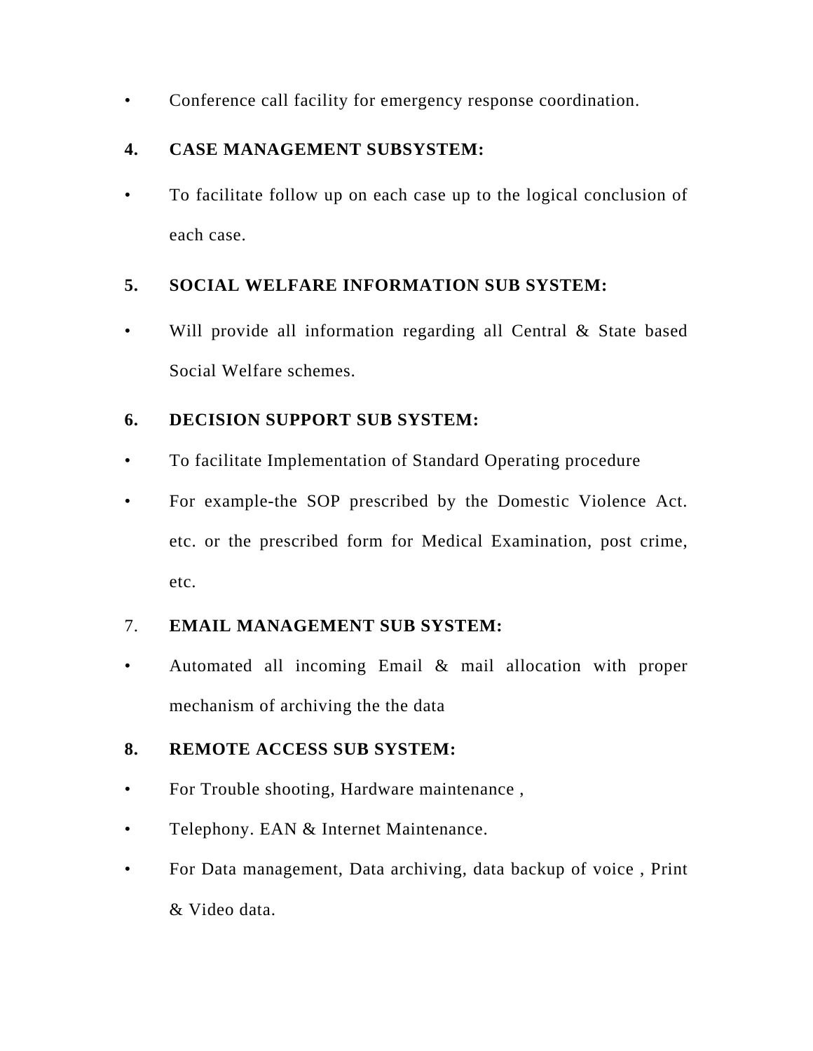- Conference call facility for emergency response coordination.

**4. CASE MANAGEMENT SUBSYSTEM:**

- To facilitate follow up on each case up to the logical conclusion of each case.

**5. SOCIAL WELFARE INFORMATION SUB SYSTEM:**

- Will provide all information regarding all Central & State based Social Welfare schemes.

**6. DECISION SUPPORT SUB SYSTEM:**

- To facilitate Implementation of Standard Operating procedure
- For example-the SOP prescribed by the Domestic Violence Act. etc. or the prescribed form for Medical Examination, post crime, etc.

7. **EMAIL MANAGEMENT SUB SYSTEM:**

- Automated all incoming Email & mail allocation with proper mechanism of archiving the the data

**8. REMOTE ACCESS SUB SYSTEM:**

- For Trouble shooting, Hardware maintenance ,
- Telephony. EAN & Internet Maintenance.
- For Data management, Data archiving, data backup of voice , Print & Video data.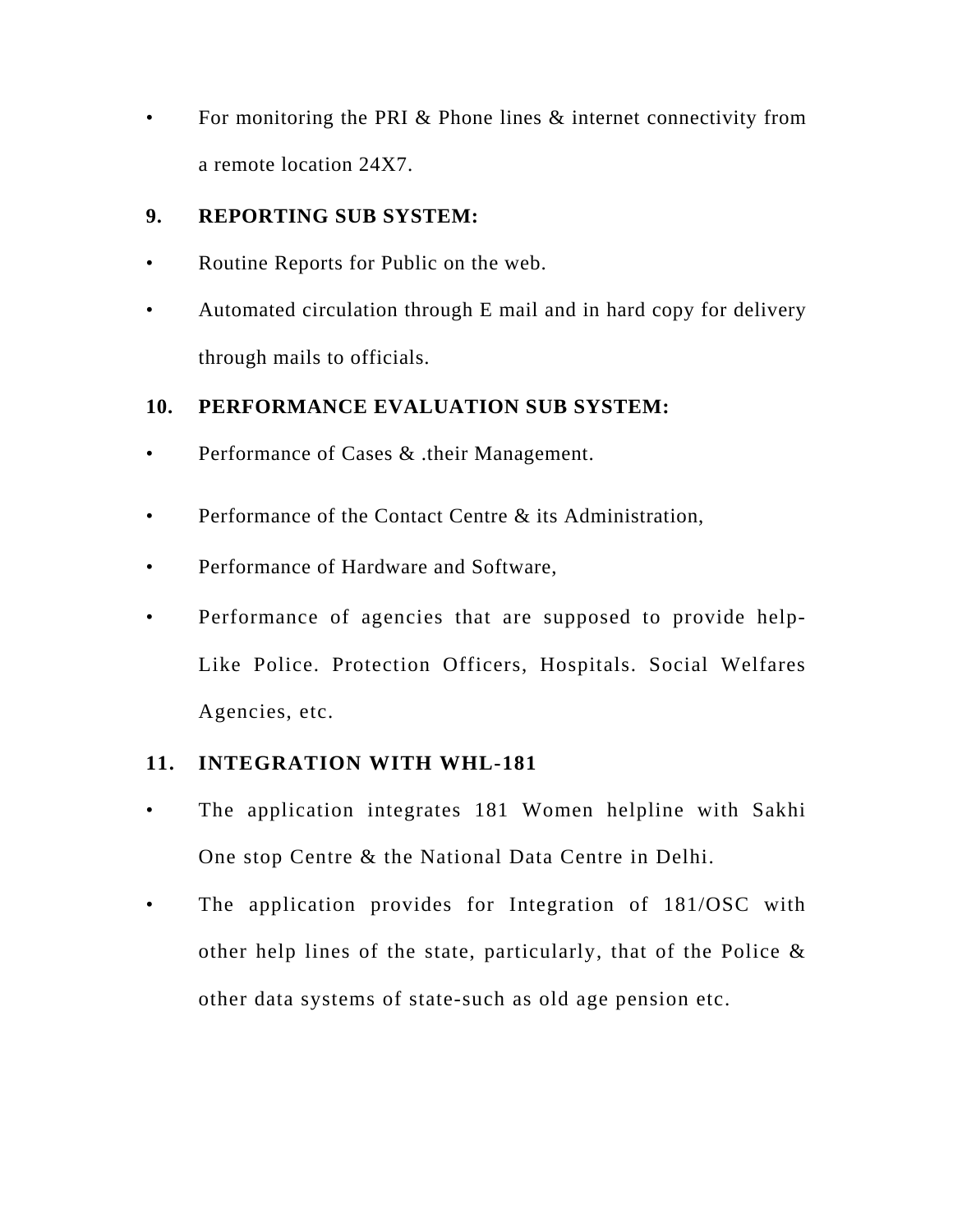- For monitoring the PRI & Phone lines & internet connectivity from a remote location 24X7.

**9. REPORTING SUB SYSTEM:**

- Routine Reports for Public on the web.
- Automated circulation through E mail and in hard copy for delivery through mails to officials.

**10. PERFORMANCE EVALUATION SUB SYSTEM:**

- Performance of Cases & .their Management.
- Performance of the Contact Centre & its Administration,
- Performance of Hardware and Software,
- Performance of agencies that are supposed to provide help- Like Police. Protection Officers, Hospitals. Social Welfares Agencies, etc.

**11. INTEGRATION WITH WHL-181**

- The application integrates 181 Women helpline with Sakhi One stop Centre & the National Data Centre in Delhi.
- The application provides for Integration of 181/OSC with other help lines of the state, particularly, that of the Police & other data systems of state-such as old age pension etc.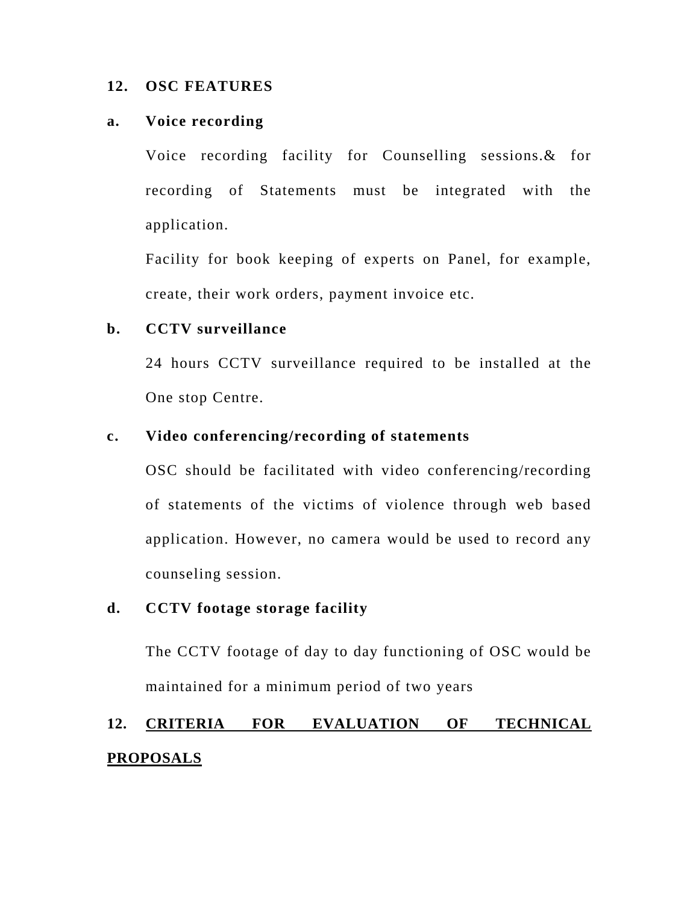## 12. OSC FEATURES

### a. Voice recording

Voice recording facility for Counselling sessions.& for recording of Statements must be integrated with the application.

Facility for book keeping of experts on Panel, for example, create, their work orders, payment invoice etc.

### b. CCTV surveillance

24 hours CCTV surveillance required to be installed at the One stop Centre.

### c. Video conferencing/recording of statements

OSC should be facilitated with video conferencing/recording of statements of the victims of violence through web based application. However, no camera would be used to record any counseling session.

### d. CCTV footage storage facility

The CCTV footage of day to day functioning of OSC would be maintained for a minimum period of two years

## 12. CRITERIA FOR EVALUATION OF TECHNICAL PROPOSALS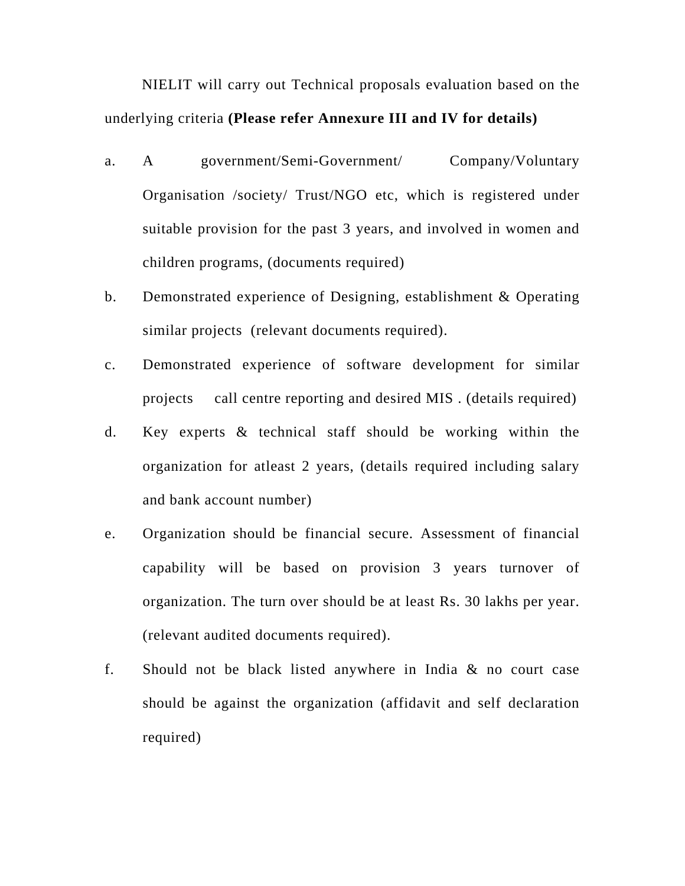NIELIT will carry out Technical proposals evaluation based on the underlying criteria **(Please refer Annexure III and IV for details)**

a. A government/Semi-Government/ Company/Voluntary Organisation /society/ Trust/NGO etc, which is registered under suitable provision for the past 3 years, and involved in women and children programs, (documents required)

b. Demonstrated experience of Designing, establishment & Operating similar projects (relevant documents required).

c. Demonstrated experience of software development for similar projects call centre reporting and desired MIS . (details required)

d. Key experts & technical staff should be working within the organization for atleast 2 years, (details required including salary and bank account number)

e. Organization should be financial secure. Assessment of financial capability will be based on provision 3 years turnover of organization. The turn over should be at least Rs. 30 lakhs per year. (relevant audited documents required).

f. Should not be black listed anywhere in India & no court case should be against the organization (affidavit and self declaration required)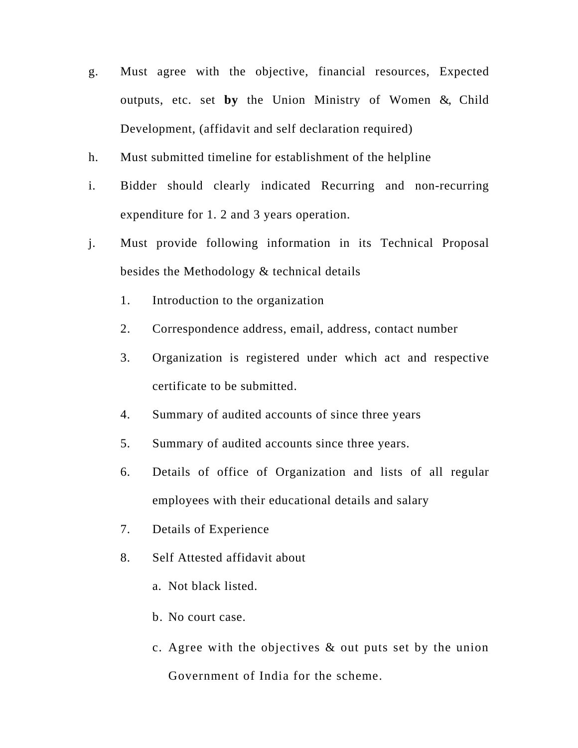g. Must agree with the objective, financial resources, Expected outputs, etc. set **by** the Union Ministry of Women &, Child Development, (affidavit and self declaration required)

h. Must submitted timeline for establishment of the helpline

i. Bidder should clearly indicated Recurring and non-recurring expenditure for 1. 2 and 3 years operation.

j. Must provide following information in its Technical Proposal besides the Methodology & technical details

   1. Introduction to the organization
   2. Correspondence address, email, address, contact number
   3. Organization is registered under which act and respective certificate to be submitted.
   4. Summary of audited accounts of since three years
   5. Summary of audited accounts since three years.
   6. Details of office of Organization and lists of all regular employees with their educational details and salary
   7. Details of Experience
   8. Self Attested affidavit about
      a. Not black listed.
      b. No court case.
      c. Agree with the objectives & out puts set by the union Government of India for the scheme.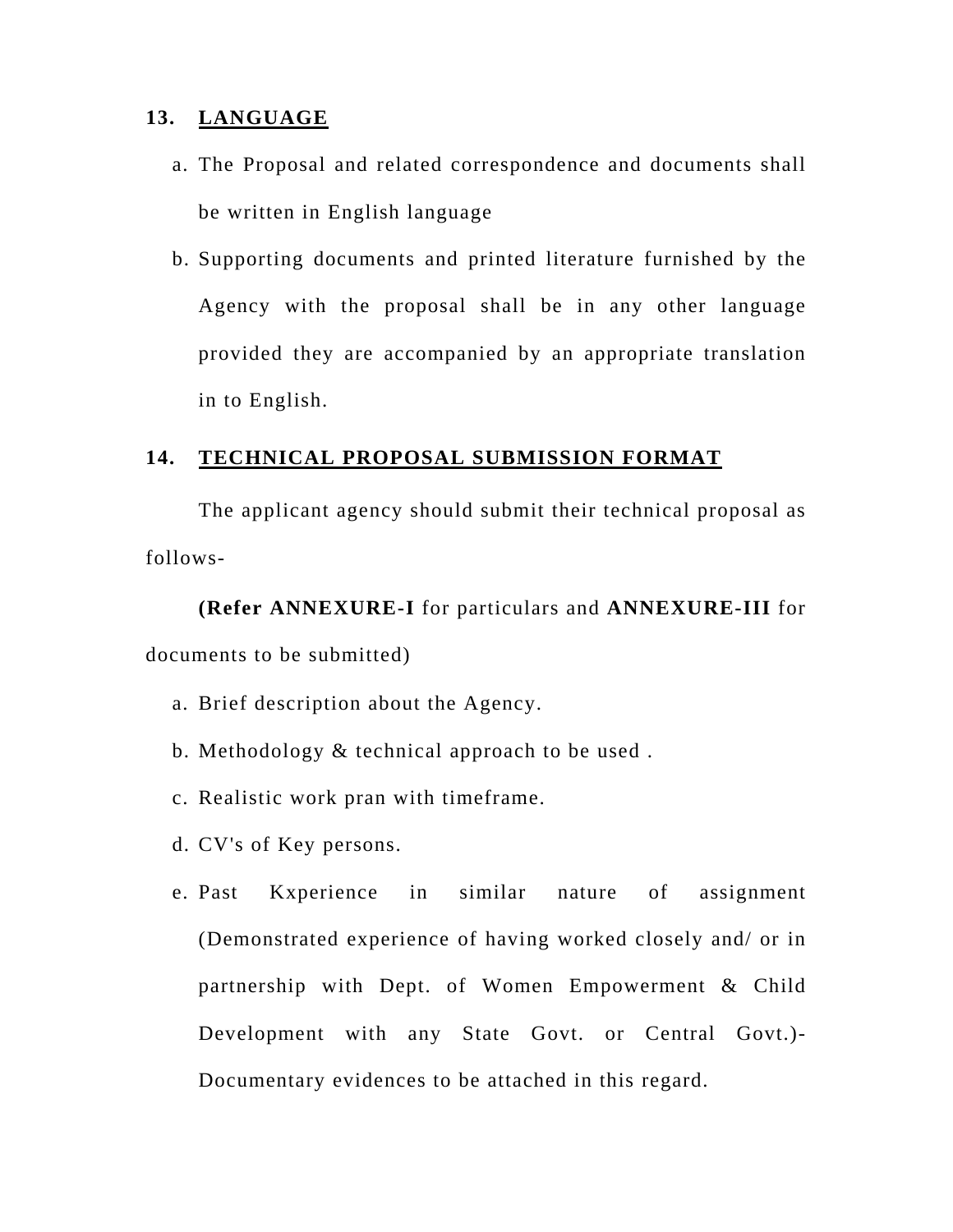## 13. LANGUAGE

a. The Proposal and related correspondence and documents shall be written in English language

b. Supporting documents and printed literature furnished by the Agency with the proposal shall be in any other language provided they are accompanied by an appropriate translation in to English.

## 14. TECHNICAL PROPOSAL SUBMISSION FORMAT

The applicant agency should submit their technical proposal as follows-

**(Refer ANNEXURE-I** for particulars and **ANNEXURE-III** for documents to be submitted)

a. Brief description about the Agency.

b. Methodology & technical approach to be used .

c. Realistic work pran with timeframe.

d. CV's of Key persons.

e. Past Kxperience in similar nature of assignment (Demonstrated experience of having worked closely and/ or in partnership with Dept. of Women Empowerment & Child Development with any State Govt. or Central Govt.)- Documentary evidences to be attached in this regard.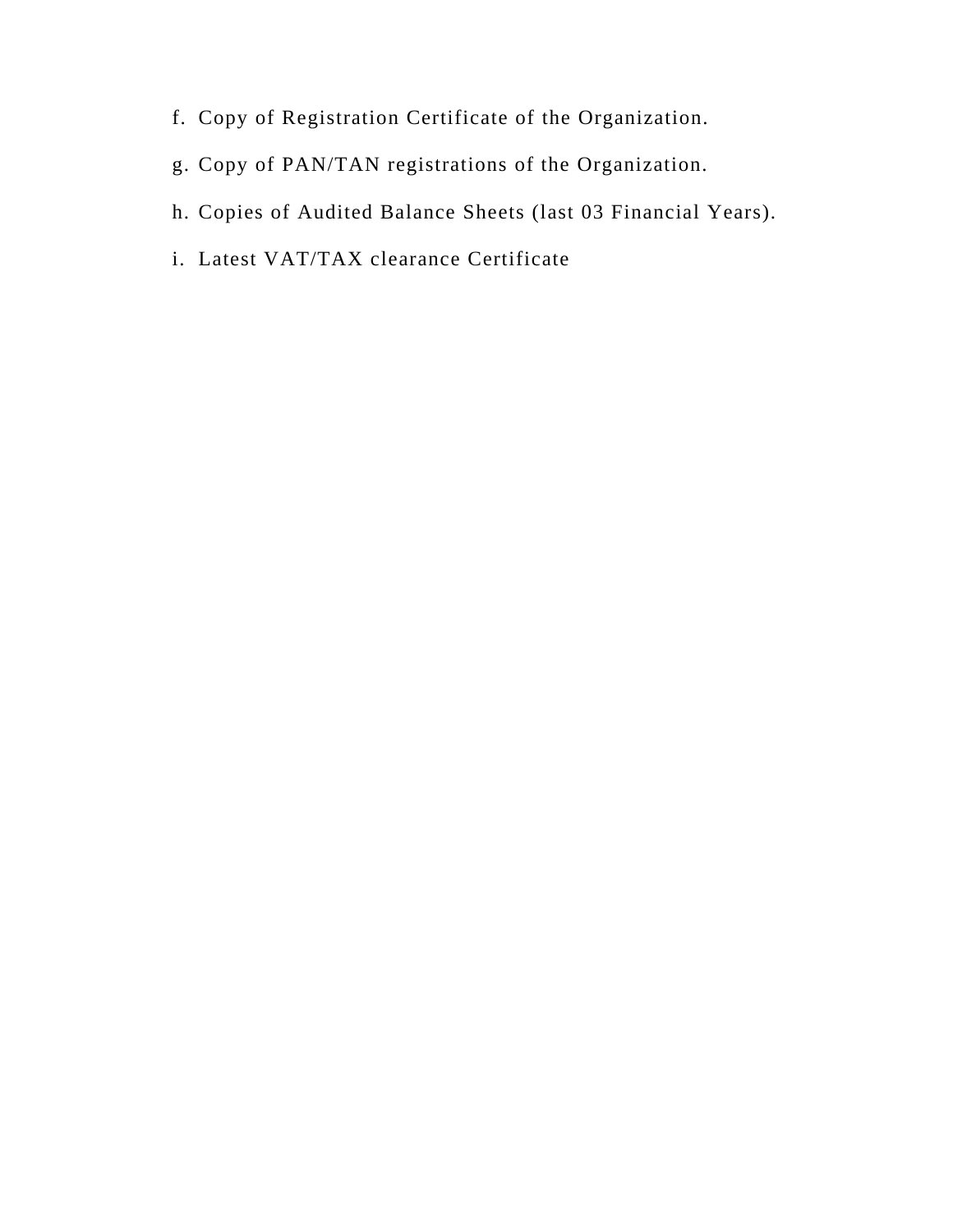f. Copy of Registration Certificate of the Organization.

g. Copy of PAN/TAN registrations of the Organization.

h. Copies of Audited Balance Sheets (last 03 Financial Years).

i. Latest VAT/TAX clearance Certificate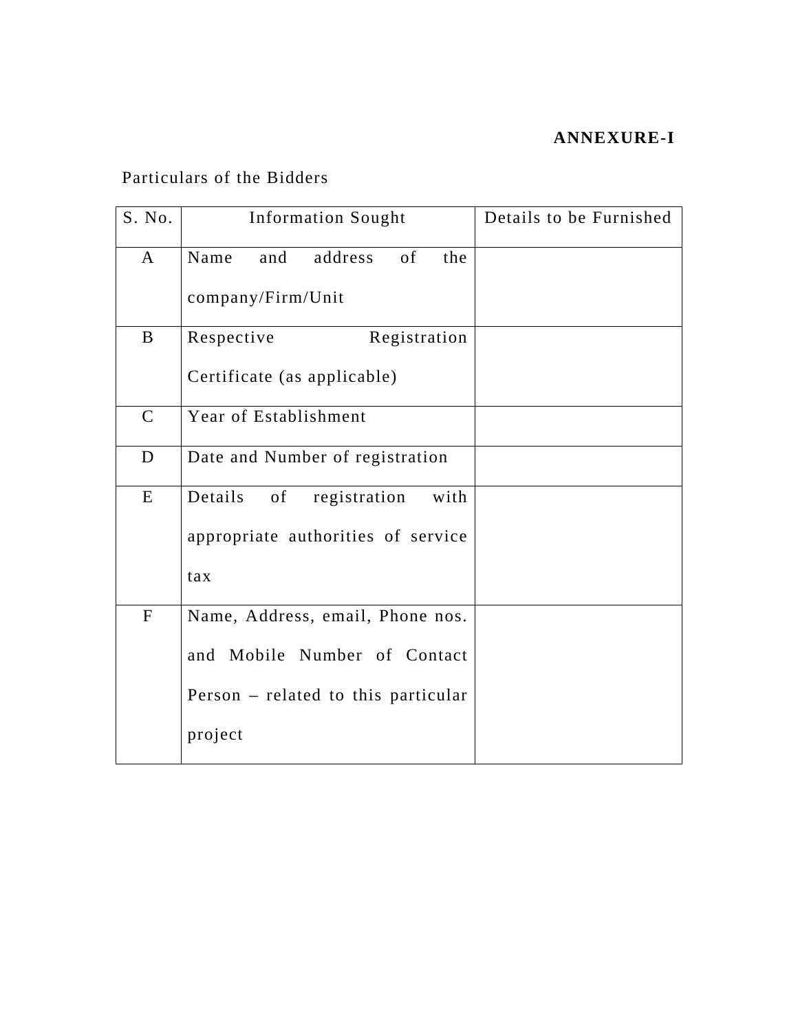**ANNEXURE-I**

Particulars of the Bidders

| S. No. | Information Sought | Details to be Furnished |
| --- | --- | --- |
| A | Name and address of the company/Firm/Unit | |
| B | Respective Registration Certificate (as applicable) | |
| C | Year of Establishment | |
| D | Date and Number of registration | |
| E | Details of registration with appropriate authorities of service tax | |
| F | Name, Address, email, Phone nos. and Mobile Number of Contact Person – related to this particular project | |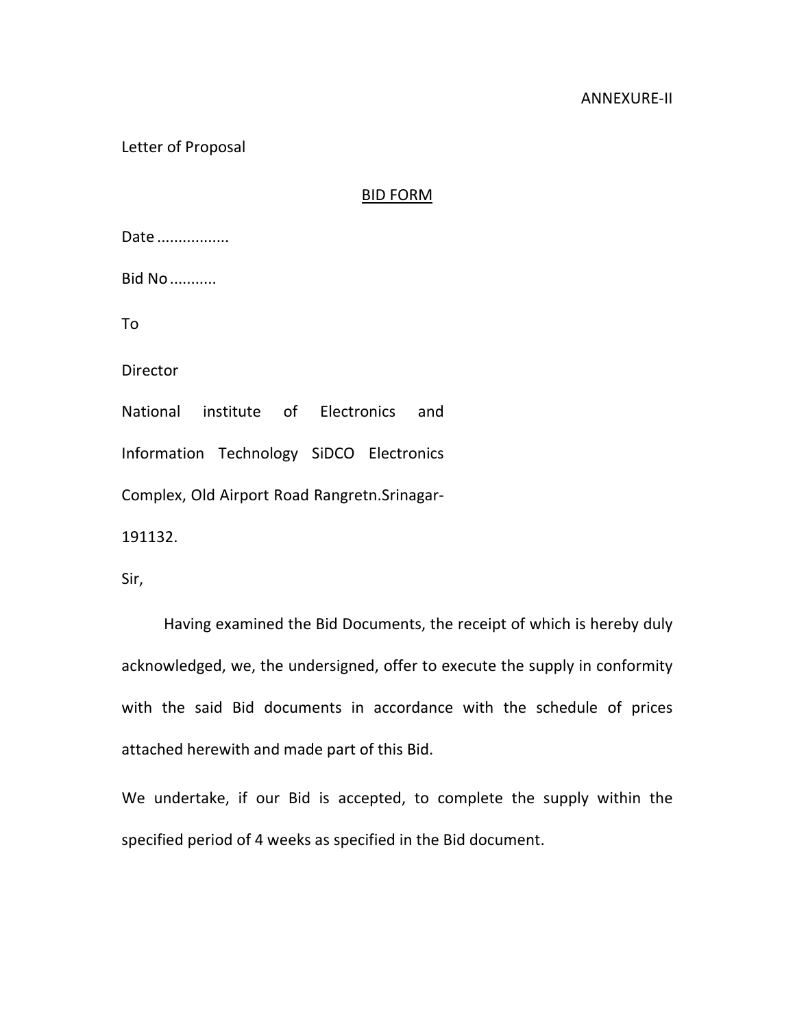ANNEXURE-II

Letter of Proposal

<u>BID FORM</u>

Date ................

Bid No ..........

To

Director

National institute of Electronics and Information Technology SiDCO Electronics Complex, Old Airport Road Rangretn.Srinagar-191132.

Sir,

Having examined the Bid Documents, the receipt of which is hereby duly acknowledged, we, the undersigned, offer to execute the supply in conformity with the said Bid documents in accordance with the schedule of prices attached herewith and made part of this Bid.

We undertake, if our Bid is accepted, to complete the supply within the specified period of 4 weeks as specified in the Bid document.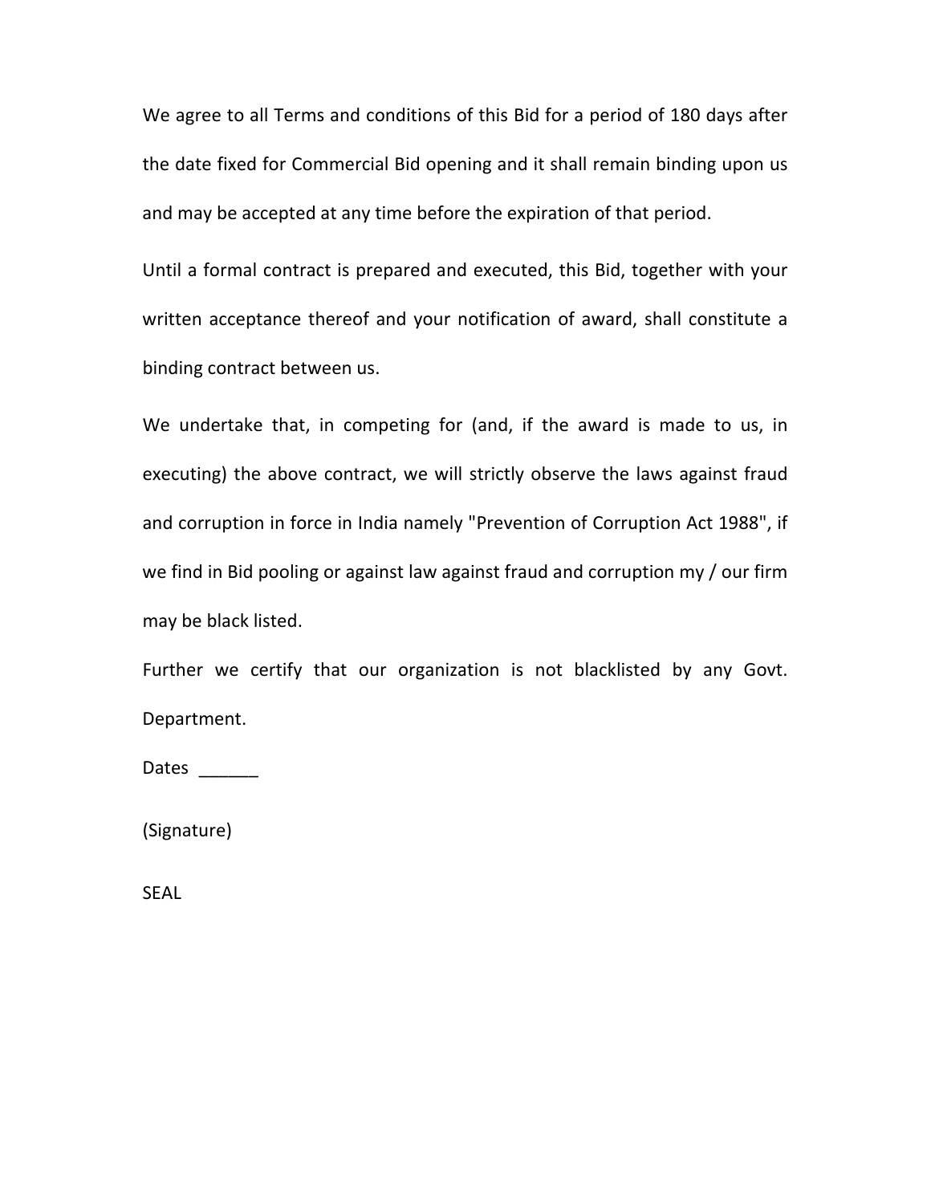We agree to all Terms and conditions of this Bid for a period of 180 days after the date fixed for Commercial Bid opening and it shall remain binding upon us and may be accepted at any time before the expiration of that period.

Until a formal contract is prepared and executed, this Bid, together with your written acceptance thereof and your notification of award, shall constitute a binding contract between us.

We undertake that, in competing for (and, if the award is made to us, in executing) the above contract, we will strictly observe the laws against fraud and corruption in force in India namely "Prevention of Corruption Act 1988", if we find in Bid pooling or against law against fraud and corruption my / our firm may be black listed.

Further we certify that our organization is not blacklisted by any Govt. Department.

Dates ______

(Signature)

SEAL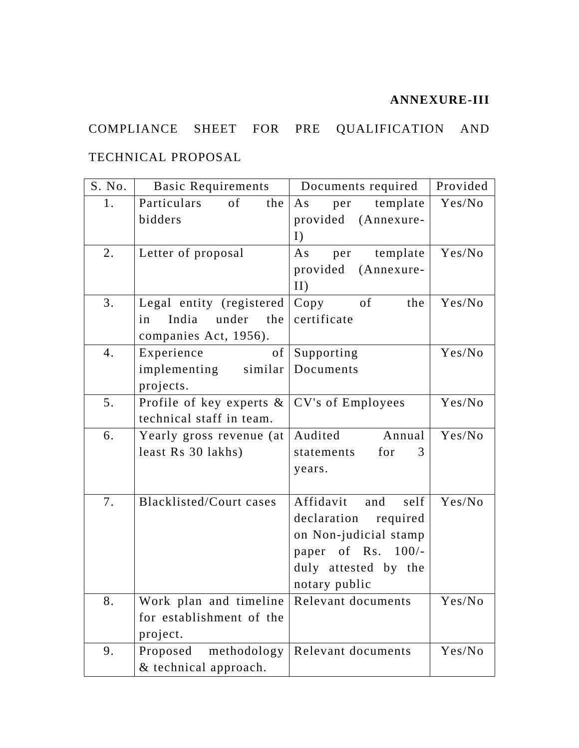**ANNEXURE-III**

COMPLIANCE SHEET FOR PRE QUALIFICATION AND TECHNICAL PROPOSAL

| S. No. | Basic Requirements | Documents required | Provided |
|---|---|---|---|
| 1. | Particulars of the bidders | As per template provided (Annexure-I) | Yes/No |
| 2. | Letter of proposal | As per template provided (Annexure-II) | Yes/No |
| 3. | Legal entity (registered in India under the companies Act, 1956). | Copy of the certificate | Yes/No |
| 4. | Experience of implementing similar projects. | Supporting Documents | Yes/No |
| 5. | Profile of key experts & technical staff in team. | CV's of Employees | Yes/No |
| 6. | Yearly gross revenue (at least Rs 30 lakhs) | Audited Annual statements for 3 years. | Yes/No |
| 7. | Blacklisted/Court cases | Affidavit and self declaration required on Non-judicial stamp paper of Rs. 100/- duly attested by the notary public | Yes/No |
| 8. | Work plan and timeline for establishment of the project. | Relevant documents | Yes/No |
| 9. | Proposed methodology & technical approach. | Relevant documents | Yes/No |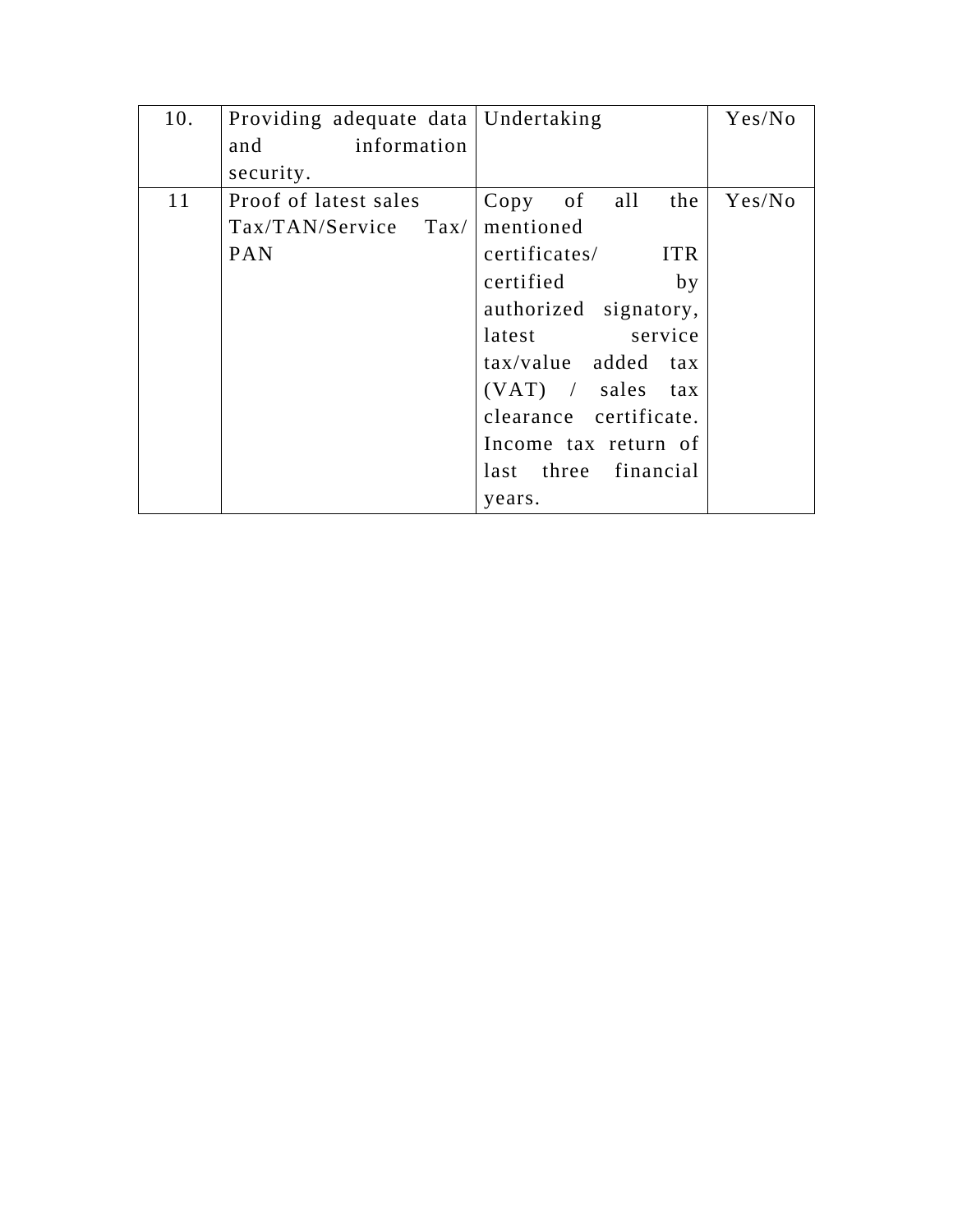| 10. | Providing adequate data and information security. | Undertaking | Yes/No |
|---|---|---|---|
| 11 | Proof of latest sales Tax/TAN/Service Tax/ PAN | Copy of all the mentioned certificates/ ITR certified by authorized signatory, latest service tax/value added tax (VAT) / sales tax clearance certificate. Income tax return of last three financial years. | Yes/No |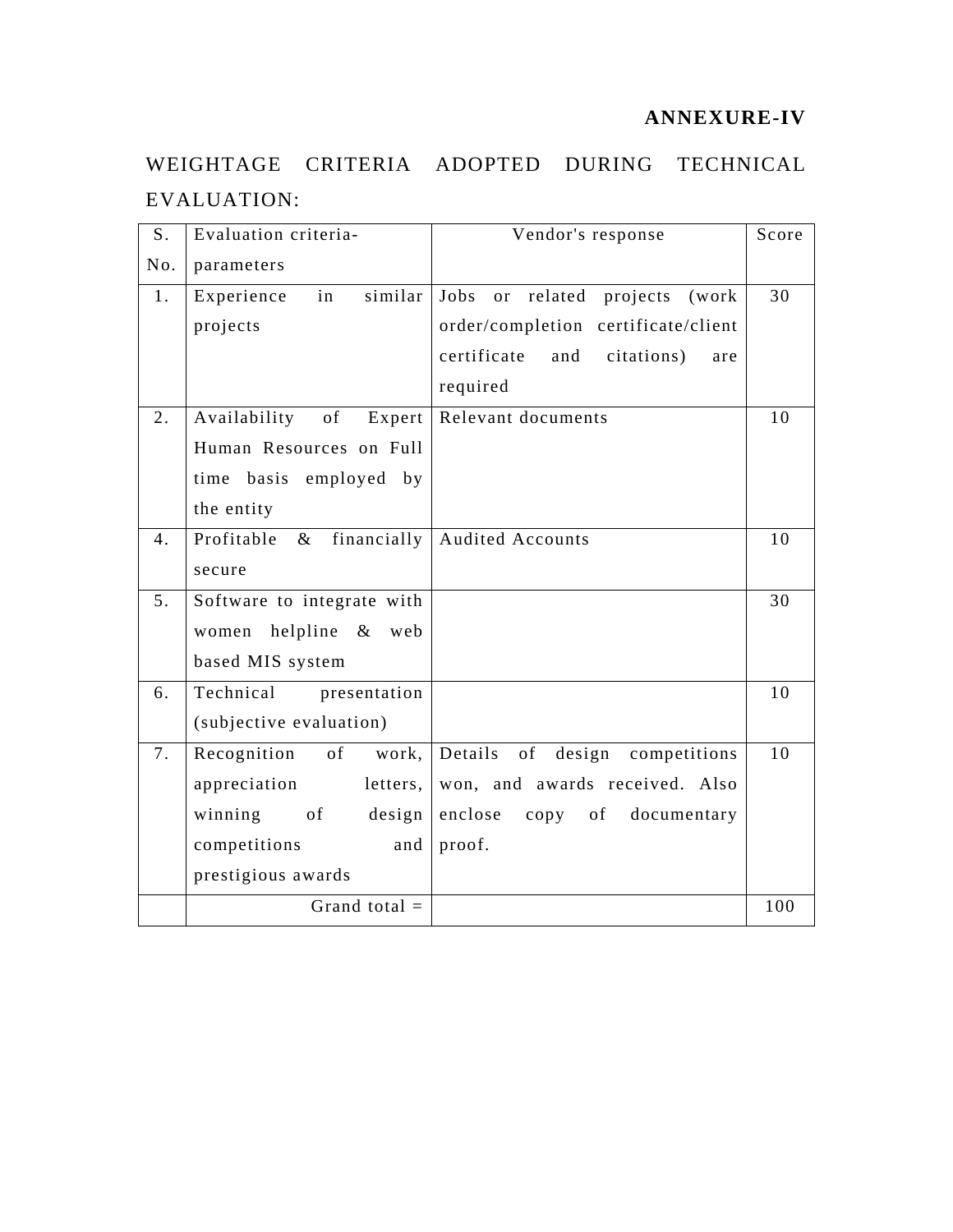**ANNEXURE-IV**

WEIGHTAGE CRITERIA ADOPTED DURING TECHNICAL EVALUATION:

| S. No. | Evaluation criteria-parameters | Vendor's response | Score |
|---|---|---|---|
| 1. | Experience in similar projects | Jobs or related projects (work order/completion certificate/client certificate and citations) are required | 30 |
| 2. | Availability of Expert Human Resources on Full time basis employed by the entity | Relevant documents | 10 |
| 4. | Profitable & financially secure | Audited Accounts | 10 |
| 5. | Software to integrate with women helpline & web based MIS system | | 30 |
| 6. | Technical presentation (subjective evaluation) | | 10 |
| 7. | Recognition of work, appreciation letters, winning of design competitions and prestigious awards | Details of design competitions won, and awards received. Also enclose copy of documentary proof. | 10 |
| | Grand total = | | 100 |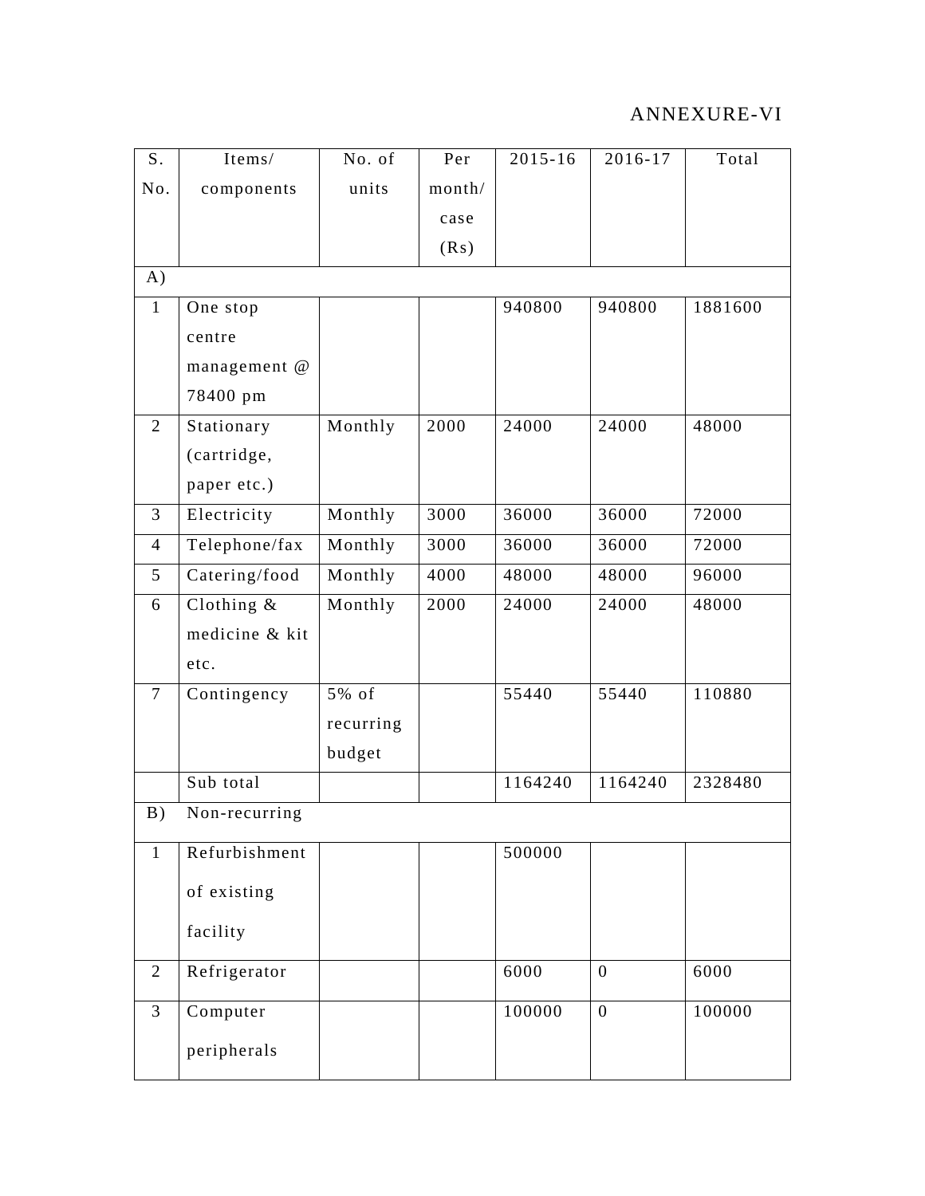ANNEXURE-VI

| S. No. | Items/ components | No. of units | Per month/ case (Rs) | 2015-16 | 2016-17 | Total |
|---|---|---|---|---|---|---|
| A) | | | | | | |
| 1 | One stop centre management @ 78400 pm | | | 940800 | 940800 | 1881600 |
| 2 | Stationary (cartridge, paper etc.) | Monthly | 2000 | 24000 | 24000 | 48000 |
| 3 | Electricity | Monthly | 3000 | 36000 | 36000 | 72000 |
| 4 | Telephone/fax | Monthly | 3000 | 36000 | 36000 | 72000 |
| 5 | Catering/food | Monthly | 4000 | 48000 | 48000 | 96000 |
| 6 | Clothing & medicine & kit etc. | Monthly | 2000 | 24000 | 24000 | 48000 |
| 7 | Contingency | 5% of recurring budget | | 55440 | 55440 | 110880 |
| | Sub total | | | 1164240 | 1164240 | 2328480 |
| B) | Non-recurring | | | | | |
| 1 | Refurbishment of existing facility | | | 500000 | | |
| 2 | Refrigerator | | | 6000 | 0 | 6000 |
| 3 | Computer peripherals | | | 100000 | 0 | 100000 |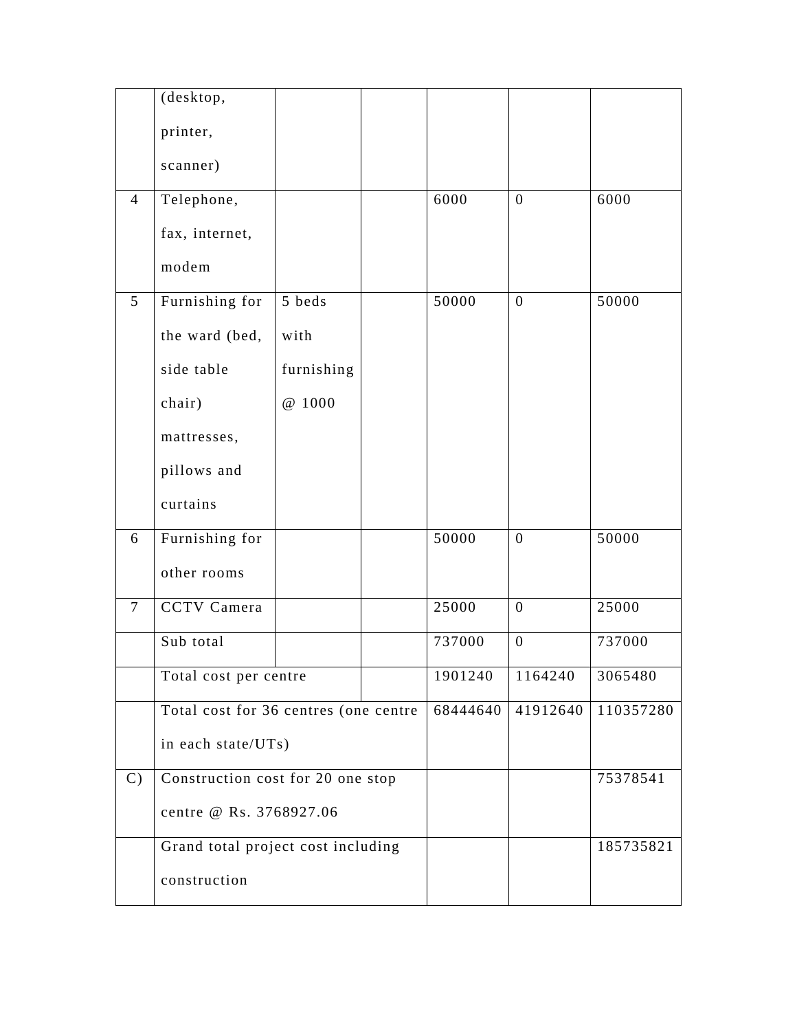| | | | | | | |
|---|---|---|---|---|---|---|
| | (desktop, printer, scanner) | | | | | |
| 4 | Telephone, fax, internet, modem | | | 6000 | 0 | 6000 |
| 5 | Furnishing for the ward (bed, side table chair) mattresses, pillows and curtains | 5 beds with furnishing @ 1000 | | 50000 | 0 | 50000 |
| 6 | Furnishing for other rooms | | | 50000 | 0 | 50000 |
| 7 | CCTV Camera | | | 25000 | 0 | 25000 |
| | Sub total | | | 737000 | 0 | 737000 |
| | Total cost per centre | | | 1901240 | 1164240 | 3065480 |
| | Total cost for 36 centres (one centre in each state/UTs) | | | 68444640 | 41912640 | 110357280 |
| C) | Construction cost for 20 one stop centre @ Rs. 3768927.06 | | | | | 75378541 |
| | Grand total project cost including construction | | | | | 185735821 |